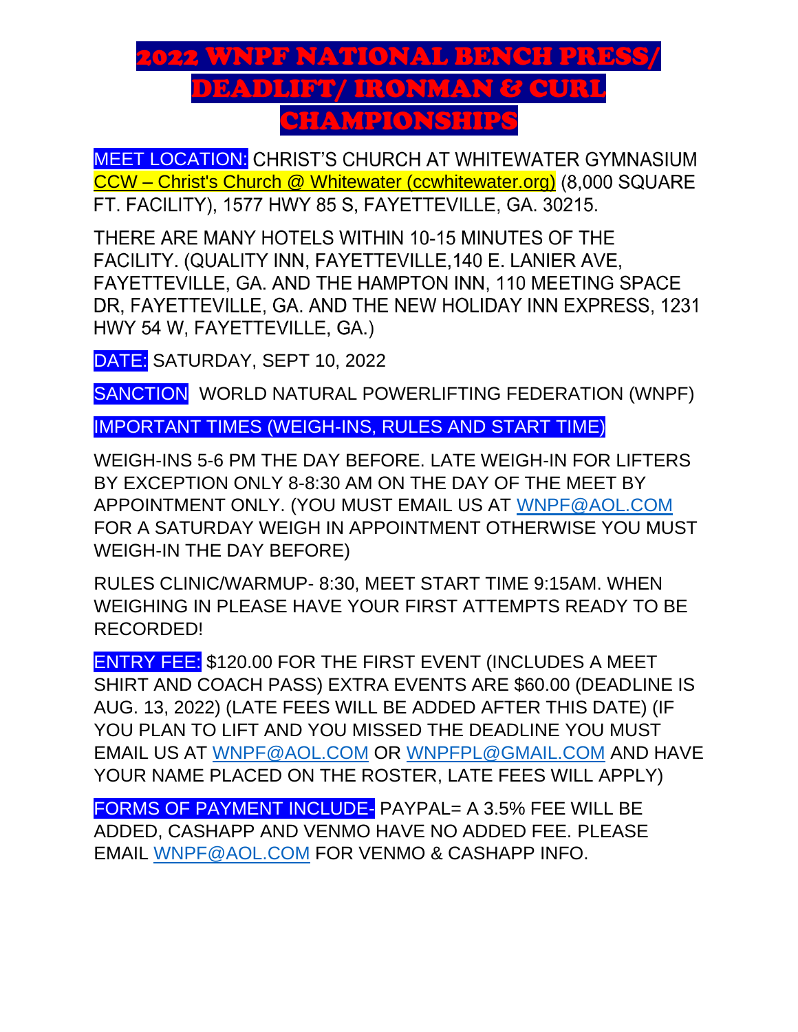# 2022 WNPF NATIONAL BENCH PRESS/ DEADLIFT/ IRONMAN & CURL CHAMPIONSHIPS

MEET LOCATION: CHRIST'S CHURCH AT WHITEWATER GYMNASIUM CCW – Christ's Church @ Whitewater (ccwhitewater.org) (8,000 SQUARE FT. FACILITY), 1577 HWY 85 S, FAYETTEVILLE, GA. 30215.

THERE ARE MANY HOTELS WITHIN 10-15 MINUTES OF THE FACILITY. (QUALITY INN, FAYETTEVILLE,140 E. LANIER AVE, FAYETTEVILLE, GA. AND THE HAMPTON INN, 110 MEETING SPACE DR, FAYETTEVILLE, GA. AND THE NEW HOLIDAY INN EXPRESS, 1231 HWY 54 W, FAYETTEVILLE, GA.)

DATE: SATURDAY, SEPT 10, 2022

SANCTION WORLD NATURAL POWERLIFTING FEDERATION (WNPF)

IMPORTANT TIMES (WEIGH-INS, RULES AND START TIME)

WEIGH-INS 5-6 PM THE DAY BEFORE. LATE WEIGH-IN FOR LIFTERS BY EXCEPTION ONLY 8-8:30 AM ON THE DAY OF THE MEET BY APPOINTMENT ONLY. (YOU MUST EMAIL US AT WNPF@AOL.COM FOR A SATURDAY WEIGH IN APPOINTMENT OTHERWISE YOU MUST WEIGH-IN THE DAY BEFORE)

RULES CLINIC/WARMUP- 8:30, MEET START TIME 9:15AM. WHEN WEIGHING IN PLEASE HAVE YOUR FIRST ATTEMPTS READY TO BE RECORDED!

ENTRY FEE: $120.00 FOR THE FIRST EVENT (INCLUDES A MEET SHIRT AND COACH PASS) EXTRA EVENTS ARE $60.00 (DEADLINE IS AUG. 13, 2022) (LATE FEES WILL BE ADDED AFTER THIS DATE) (IF YOU PLAN TO LIFT AND YOU MISSED THE DEADLINE YOU MUST EMAIL US AT WNPF@AOL.COM OR WNPFPL@GMAIL.COM AND HAVE YOUR NAME PLACED ON THE ROSTER, LATE FEES WILL APPLY)

FORMS OF PAYMENT INCLUDE- PAYPAL= A 3.5% FEE WILL BE ADDED, CASHAPP AND VENMO HAVE NO ADDED FEE. PLEASE EMAIL WNPF@AOL.COM FOR VENMO & CASHAPP INFO.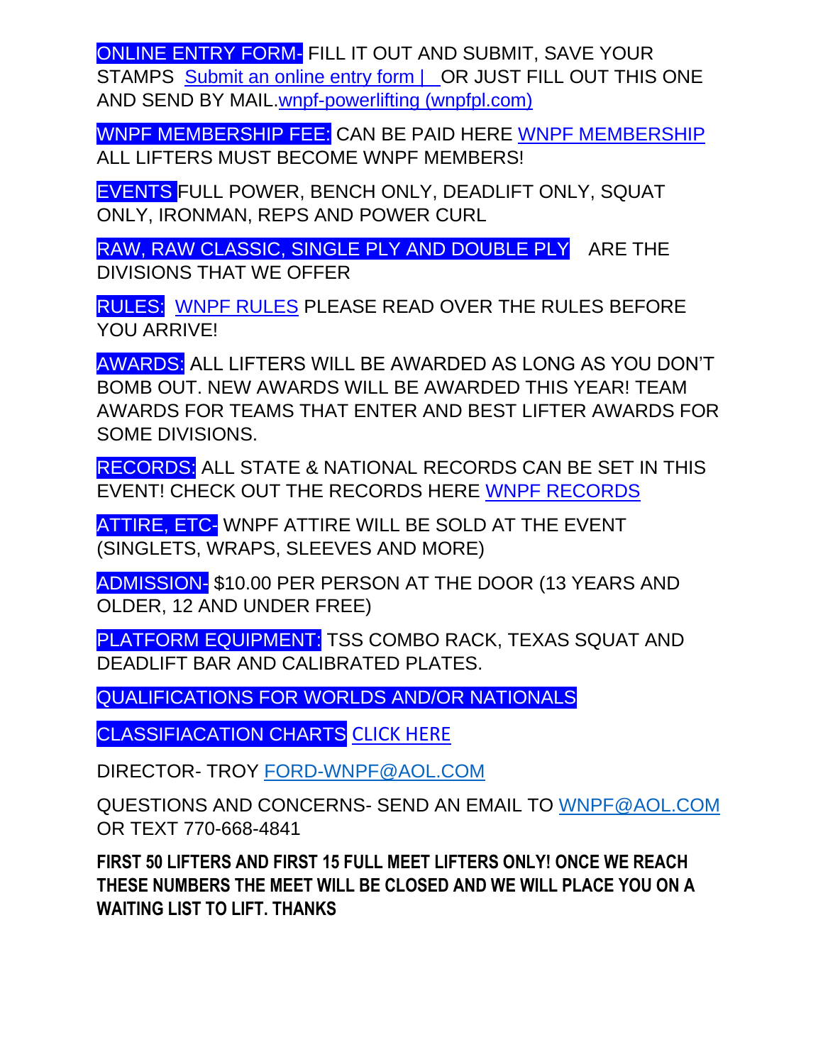**ONLINE ENTRY FORM-** FILL IT OUT AND SUBMIT, SAVE YOUR STAMPS Submit an online entry form | OR JUST FILL OUT THIS ONE AND SEND BY MAIL.wnpf-powerlifting (wnpfpl.com)

**WNPF MEMBERSHIP FEE:** CAN BE PAID HERE WNPF MEMBERSHIP ALL LIFTERS MUST BECOME WNPF MEMBERS!

**EVENTS** FULL POWER, BENCH ONLY, DEADLIFT ONLY, SQUAT ONLY, IRONMAN, REPS AND POWER CURL

**RAW, RAW CLASSIC, SINGLE PLY AND DOUBLE PLY** ARE THE DIVISIONS THAT WE OFFER

**RULES:** WNPF RULES PLEASE READ OVER THE RULES BEFORE YOU ARRIVE!

**AWARDS:** ALL LIFTERS WILL BE AWARDED AS LONG AS YOU DON'T BOMB OUT. NEW AWARDS WILL BE AWARDED THIS YEAR! TEAM AWARDS FOR TEAMS THAT ENTER AND BEST LIFTER AWARDS FOR SOME DIVISIONS.

**RECORDS:** ALL STATE & NATIONAL RECORDS CAN BE SET IN THIS EVENT! CHECK OUT THE RECORDS HERE WNPF RECORDS

**ATTIRE, ETC-** WNPF ATTIRE WILL BE SOLD AT THE EVENT (SINGLETS, WRAPS, SLEEVES AND MORE)

**ADMISSION-** $10.00 PER PERSON AT THE DOOR (13 YEARS AND OLDER, 12 AND UNDER FREE)

**PLATFORM EQUIPMENT:** TSS COMBO RACK, TEXAS SQUAT AND DEADLIFT BAR AND CALIBRATED PLATES.

**QUALIFICATIONS FOR WORLDS AND/OR NATIONALS**

**CLASSIFIACATION CHARTS** CLICK HERE

DIRECTOR- TROY FORD-WNPF@AOL.COM

QUESTIONS AND CONCERNS- SEND AN EMAIL TO WNPF@AOL.COM OR TEXT 770-668-4841

**FIRST 50 LIFTERS AND FIRST 15 FULL MEET LIFTERS ONLY! ONCE WE REACH THESE NUMBERS THE MEET WILL BE CLOSED AND WE WILL PLACE YOU ON A WAITING LIST TO LIFT. THANKS**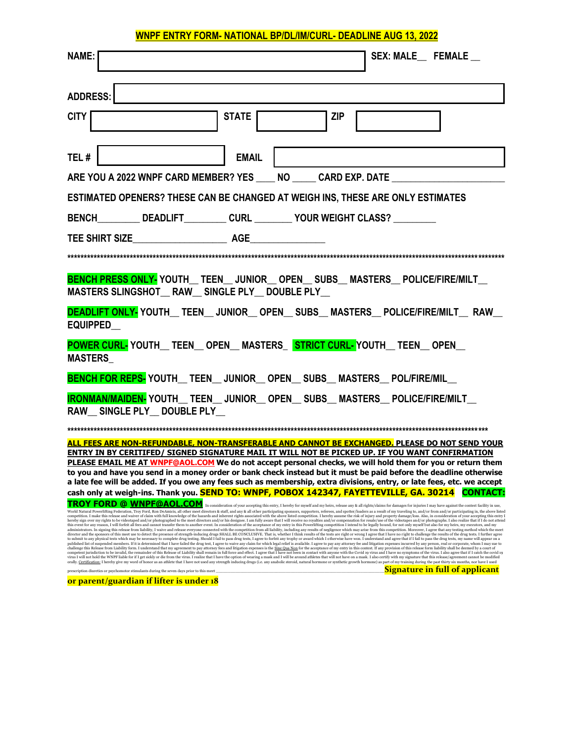# WNPF ENTRY FORM- NATIONAL BP/DL/IM/CURL- DEADLINE AUG 13, 2022

**NAME:** \_\_\_\_\_\_\_\_\_\_\_\_\_\_\_\_\_\_\_\_ **SEX: MALE\_\_ FEMALE \_\_**

**ADDRESS:** \_\_\_\_\_\_\_\_\_\_\_\_\_\_\_\_\_\_\_\_

**CITY** \_\_\_\_\_\_\_\_\_\_ **STATE** \_\_\_\_\_\_\_\_\_\_ **ZIP** \_\_\_\_\_\_\_\_\_\_

**TEL #** \_\_\_\_\_\_\_\_\_\_ **EMAIL** \_\_\_\_\_\_\_\_\_\_

**ARE YOU A 2022 WNPF CARD MEMBER? YES \_\_\_\_ NO \_\_\_\_ CARD EXP. DATE \_\_\_\_\_\_\_\_\_\_\_\_\_\_\_\_\_\_\_\_\_\_**

**ESTIMATED OPENERS? THESE CAN BE CHANGED AT WEIGH INS, THESE ARE ONLY ESTIMATES**

**BENCH\_\_\_\_\_\_\_\_ DEADLIFT\_\_\_\_\_\_\_\_ CURL \_\_\_\_\_\_\_ YOUR WEIGHT CLASS? \_\_\_\_\_\_\_\_**

**TEE SHIRT SIZE\_\_\_\_\_\_\_\_\_\_\_\_\_\_\_\_\_\_ AGE\_\_\_\_\_\_\_\_\_\_\_\_\_\_**

\*\*\*\*\*\*\*\*\*\*\*\*\*\*\*\*\*\*\*\*\*\*\*\*\*\*\*\*\*\*\*\*\*\*\*\*\*\*\*\*\*\*\*\*\*\*\*\*\*\*\*\*\*\*\*\*\*\*\*\*\*\*\*\*\*\*\*\*\*\*\*\*\*\*\*\*\*\*

**BENCH PRESS ONLY- YOUTH\_\_ TEEN\_\_ JUNIOR\_\_ OPEN\_\_ SUBS\_\_ MASTERS\_\_ POLICE/FIRE/MILT\_\_ MASTERS SLINGSHOT\_\_ RAW\_\_ SINGLE PLY\_\_ DOUBLE PLY\_\_**

**DEADLIFT ONLY- YOUTH\_\_ TEEN\_\_ JUNIOR\_\_ OPEN\_\_ SUBS\_\_ MASTERS\_\_ POLICE/FIRE/MILT\_\_ RAW\_\_ EQUIPPED\_\_**

**POWER CURL- YOUTH\_\_ TEEN\_\_ OPEN\_\_ MASTERS\_ STRICT CURL- YOUTH\_\_ TEEN\_\_ OPEN\_\_ MASTERS\_**

**BENCH FOR REPS- YOUTH\_\_ TEEN\_\_ JUNIOR\_\_ OPEN\_\_ SUBS\_\_ MASTERS\_\_ POL/FIRE/MIL\_\_**

**IRONMAN/MAIDEN- YOUTH\_\_ TEEN\_\_ JUNIOR\_\_ OPEN\_\_ SUBS\_\_ MASTERS\_\_ POLICE/FIRE/MILT\_\_ RAW\_\_ SINGLE PLY\_\_ DOUBLE PLY\_\_**

\*\*\*\*\*\*\*\*\*\*\*\*\*\*\*\*\*\*\*\*\*\*\*\*\*\*\*\*\*\*\*\*\*\*\*\*\*\*\*\*\*\*\*\*\*\*\*\*\*\*\*\*\*\*\*\*\*\*\*\*\*\*\*\*\*\*\*\*\*\*\*\*\*\*\*\*\*\*

**ALL FEES ARE NON-REFUNDABLE, NON-TRANSFERABLE AND CANNOT BE EXCHANGED. PLEASE DO NOT SEND YOUR ENTRY IN BY CERITIFED/ SIGNED SIGNATURE MAIL IT WILL NOT BE PICKED UP. IF YOU WANT CONFIRMATION PLEASE EMAIL ME AT WNPF@AOL.COM We do not accept personal checks, we will hold them for you or return them to you and have you send in a money order or bank check instead but it must be paid before the deadline otherwise a late fee will be added. If you owe any fees such as membership, extra divisions, entry, or late fees, etc. we accept cash only at weigh-ins. Thank you. SEND TO: WNPF, POBOX 142347, FAYETTEVILLE, GA. 30214 CONTACT: TROY FORD @ WNPF@AOL.COM**

In consideration of your accepting this entry, I hereby for myself and my heirs, release any & all rights/claims for damages for injuries I may have against the contest facility in use, World Natural Powerlifting Federation, Troy Ford, Ron DeAmicis, all other meet directors & staff, and any & all other participating sponsors, supporters, referees, and spotter/loaders as a result of my traveling to, and/or from and/or participating in, the above listed competition. I make this release and waiver of claim with full knowledge of the hazards and inherent rights associated with the above listed competition. I hereby assume the risk of injury and property damage/loss. Also, in consideration of your accepting this entry I hereby sign over my rights to be videotaped and/or photographed to the meet directors and/or his designee. I am fully aware that I will receive no royalties and/or compensation for resale/use of the videotapes and/or photographs. I also realize that if I do not attend this event for any reason, I will forfeit all fees and cannot transfer them to another event. In consideration of the acceptance of my entry in this Powerlifting competition I intend to be legally bound, for not only myself but also for my heirs, my executors, and my administrators. In signing this release from liability, I waive and release everyone connected with the competition from all liability, including any results of negligence which may arise from this competition. Moreover, I agree that any testing method which the meet director and the sponsors of this meet use to detect the presence of strength-inducing drugs SHALL BE CONCLUSIVE. That is, whether I think results of the tests are right or wrong I agree that I have no right to challenge the results of the drug tests. I further agree to submit to any physical tests which may be necessary to complete drug testing. Should I fail to pass drug tests, I agree to forfeit any trophy or award which I otherwise have won. I understand and agree that if I fail to pass the drug tests, my name will appear on a published list of suspended members. If it is determined that I have failed the drug test, I agree to waive any claim for which legal relief is available. I agree to pay any attorney fee and litigation expenses incurred by any person, real or corporate, whom I may sue to challenge this Release from Liability form. I understand that my agreement to pay attorney fees and litigation expenses is the Sine Qua Non for the acceptance of my entry in this contest. If any provision of this release form liability shall be deemed by a court of competent jurisdiction to be invalid, the remainder of this Release of Liability shall remain in full force and effect. I agree that I have not been in contact with anyone with the Covid 19 virus and I have no symptoms of the virus. I also agree that if I catch the covid 19 virus I will not hold the WNPF liable for if I get sickly or die from the virus. I realize that I have the option of wearing a mask and I will be around athletes that will not have on a mask. I also certify with my signature that this release/agreement cannot be modified orally. Certification: I hereby give my word of honor as an athlete that I have not used any strength inducing drugs (i.e. any anabolic steroid, natural hormone or synthetic growth hormone) as part of my training during the past thirty six months, nor have I used prescription diuretics or psychomotor stimulants during the seven days prior to this meet \_\_\_\_\_\_\_\_\_\_\_\_\_\_\_\_\_\_\_\_\_\_\_\_\_\_\_\_\_\_\_\_\_\_ **Signature in full of applicant**

**or parent/guardian if lifter is under 18**